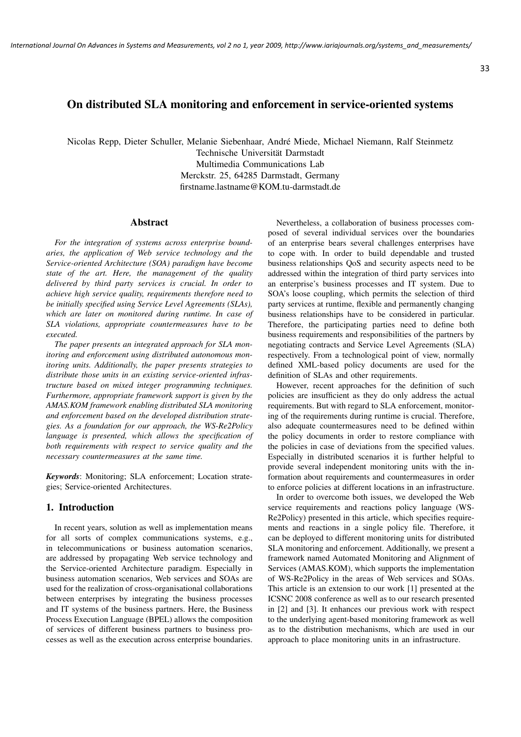# On distributed SLA monitoring and enforcement in service-oriented systems

Nicolas Repp, Dieter Schuller, Melanie Siebenhaar, André Miede, Michael Niemann, Ralf Steinmetz
Technische Universität Darmstadt
Multimedia Communications Lab
Merckstr. 25, 64285 Darmstadt, Germany
firstname.lastname@KOM.tu-darmstadt.de

## Abstract

*For the integration of systems across enterprise boundaries, the application of Web service technology and the Service-oriented Architecture (SOA) paradigm have become state of the art. Here, the management of the quality delivered by third party services is crucial. In order to achieve high service quality, requirements therefore need to be initially specified using Service Level Agreements (SLAs), which are later on monitored during runtime. In case of SLA violations, appropriate countermeasures have to be executed.*

*The paper presents an integrated approach for SLA monitoring and enforcement using distributed autonomous monitoring units. Additionally, the paper presents strategies to distribute those units in an existing service-oriented infrastructure based on mixed integer programming techniques. Furthermore, appropriate framework support is given by the AMAS.KOM framework enabling distributed SLA monitoring and enforcement based on the developed distribution strategies. As a foundation for our approach, the WS-Re2Policy language is presented, which allows the specification of both requirements with respect to service quality and the necessary countermeasures at the same time.*

***Keywords***: Monitoring; SLA enforcement; Location strategies; Service-oriented Architectures.

## 1. Introduction

In recent years, solution as well as implementation means for all sorts of complex communications systems, e.g., in telecommunications or business automation scenarios, are addressed by propagating Web service technology and the Service-oriented Architecture paradigm. Especially in business automation scenarios, Web services and SOAs are used for the realization of cross-organisational collaborations between enterprises by integrating the business processes and IT systems of the business partners. Here, the Business Process Execution Language (BPEL) allows the composition of services of different business partners to business processes as well as the execution across enterprise boundaries.

Nevertheless, a collaboration of business processes composed of several individual services over the boundaries of an enterprise bears several challenges enterprises have to cope with. In order to build dependable and trusted business relationships QoS and security aspects need to be addressed within the integration of third party services into an enterprise's business processes and IT system. Due to SOA's loose coupling, which permits the selection of third party services at runtime, flexible and permanently changing business relationships have to be considered in particular. Therefore, the participating parties need to define both business requirements and responsibilities of the partners by negotiating contracts and Service Level Agreements (SLA) respectively. From a technological point of view, normally defined XML-based policy documents are used for the definition of SLAs and other requirements.

However, recent approaches for the definition of such policies are insufficient as they do only address the actual requirements. But with regard to SLA enforcement, monitoring of the requirements during runtime is crucial. Therefore, also adequate countermeasures need to be defined within the policy documents in order to restore compliance with the policies in case of deviations from the specified values. Especially in distributed scenarios it is further helpful to provide several independent monitoring units with the information about requirements and countermeasures in order to enforce policies at different locations in an infrastructure.

In order to overcome both issues, we developed the Web service requirements and reactions policy language (WS-Re2Policy) presented in this article, which specifies requirements and reactions in a single policy file. Therefore, it can be deployed to different monitoring units for distributed SLA monitoring and enforcement. Additionally, we present a framework named Automated Monitoring and Alignment of Services (AMAS.KOM), which supports the implementation of WS-Re2Policy in the areas of Web services and SOAs. This article is an extension to our work [1] presented at the ICSNC 2008 conference as well as to our research presented in [2] and [3]. It enhances our previous work with respect to the underlying agent-based monitoring framework as well as to the distribution mechanisms, which are used in our approach to place monitoring units in an infrastructure.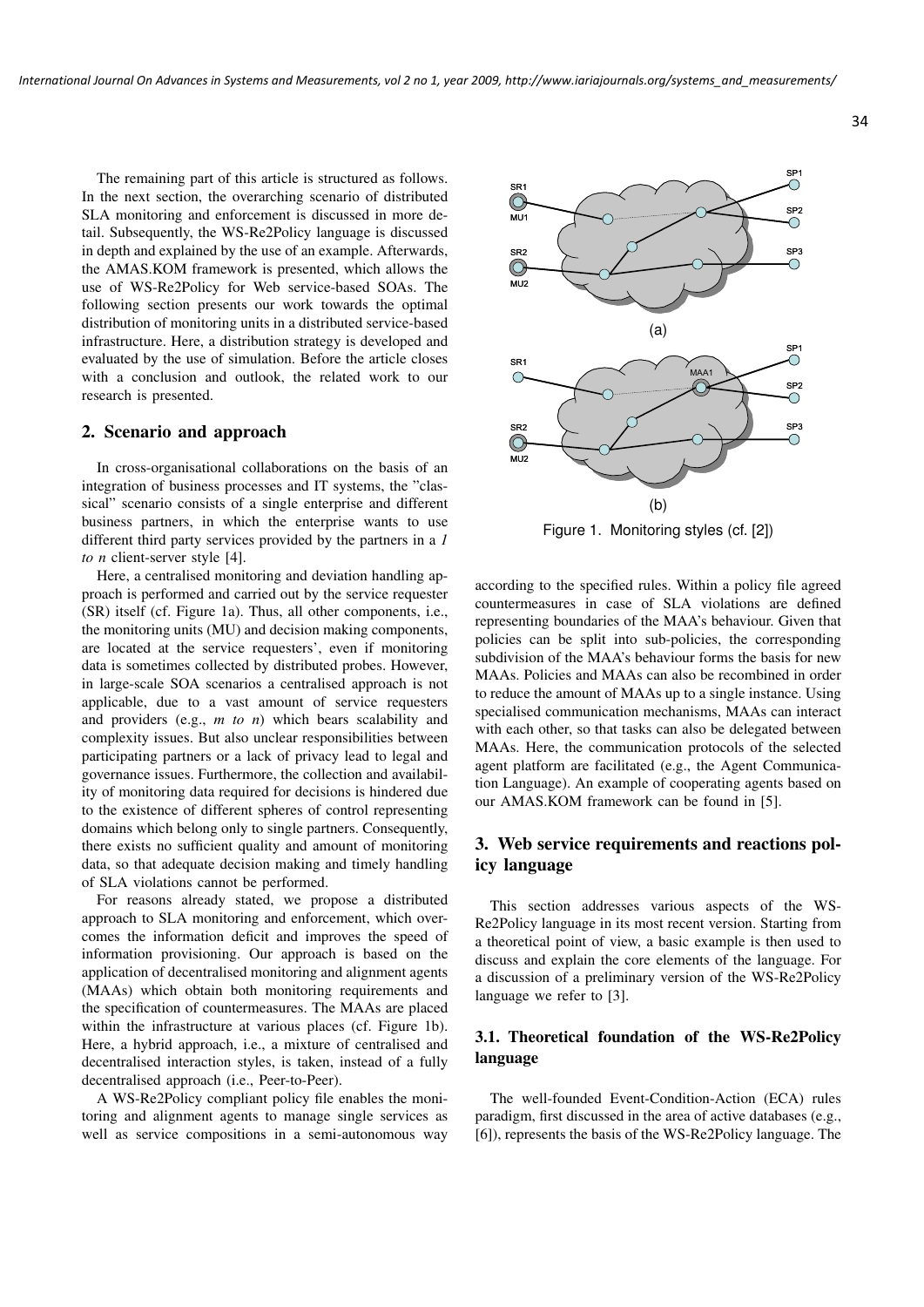The remaining part of this article is structured as follows. In the next section, the overarching scenario of distributed SLA monitoring and enforcement is discussed in more detail. Subsequently, the WS-Re2Policy language is discussed in depth and explained by the use of an example. Afterwards, the AMAS.KOM framework is presented, which allows the use of WS-Re2Policy for Web service-based SOAs. The following section presents our work towards the optimal distribution of monitoring units in a distributed service-based infrastructure. Here, a distribution strategy is developed and evaluated by the use of simulation. Before the article closes with a conclusion and outlook, the related work to our research is presented.

## 2. Scenario and approach

In cross-organisational collaborations on the basis of an integration of business processes and IT systems, the "classical" scenario consists of a single enterprise and different business partners, in which the enterprise wants to use different third party services provided by the partners in a *1 to n* client-server style [4].

Here, a centralised monitoring and deviation handling approach is performed and carried out by the service requester (SR) itself (cf. Figure 1a). Thus, all other components, i.e., the monitoring units (MU) and decision making components, are located at the service requesters', even if monitoring data is sometimes collected by distributed probes. However, in large-scale SOA scenarios a centralised approach is not applicable, due to a vast amount of service requesters and providers (e.g., *m to n*) which bears scalability and complexity issues. But also unclear responsibilities between participating partners or a lack of privacy lead to legal and governance issues. Furthermore, the collection and availability of monitoring data required for decisions is hindered due to the existence of different spheres of control representing domains which belong only to single partners. Consequently, there exists no sufficient quality and amount of monitoring data, so that adequate decision making and timely handling of SLA violations cannot be performed.

For reasons already stated, we propose a distributed approach to SLA monitoring and enforcement, which overcomes the information deficit and improves the speed of information provisioning. Our approach is based on the application of decentralised monitoring and alignment agents (MAAs) which obtain both monitoring requirements and the specification of countermeasures. The MAAs are placed within the infrastructure at various places (cf. Figure 1b). Here, a hybrid approach, i.e., a mixture of centralised and decentralised interaction styles, is taken, instead of a fully decentralised approach (i.e., Peer-to-Peer).

A WS-Re2Policy compliant policy file enables the monitoring and alignment agents to manage single services as well as service compositions in a semi-autonomous way according to the specified rules. Within a policy file agreed countermeasures in case of SLA violations are defined representing boundaries of the MAA's behaviour. Given that policies can be split into sub-policies, the corresponding subdivision of the MAA's behaviour forms the basis for new MAAs. Policies and MAAs can also be recombined in order to reduce the amount of MAAs up to a single instance. Using specialised communication mechanisms, MAAs can interact with each other, so that tasks can also be delegated between MAAs. Here, the communication protocols of the selected agent platform are facilitated (e.g., the Agent Communication Language). An example of cooperating agents based on our AMAS.KOM framework can be found in [5].

Figure 1. Monitoring styles (cf. [2])

## 3. Web service requirements and reactions policy language

This section addresses various aspects of the WS-Re2Policy language in its most recent version. Starting from a theoretical point of view, a basic example is then used to discuss and explain the core elements of the language. For a discussion of a preliminary version of the WS-Re2Policy language we refer to [3].

### 3.1. Theoretical foundation of the WS-Re2Policy language

The well-founded Event-Condition-Action (ECA) rules paradigm, first discussed in the area of active databases (e.g., [6]), represents the basis of the WS-Re2Policy language. The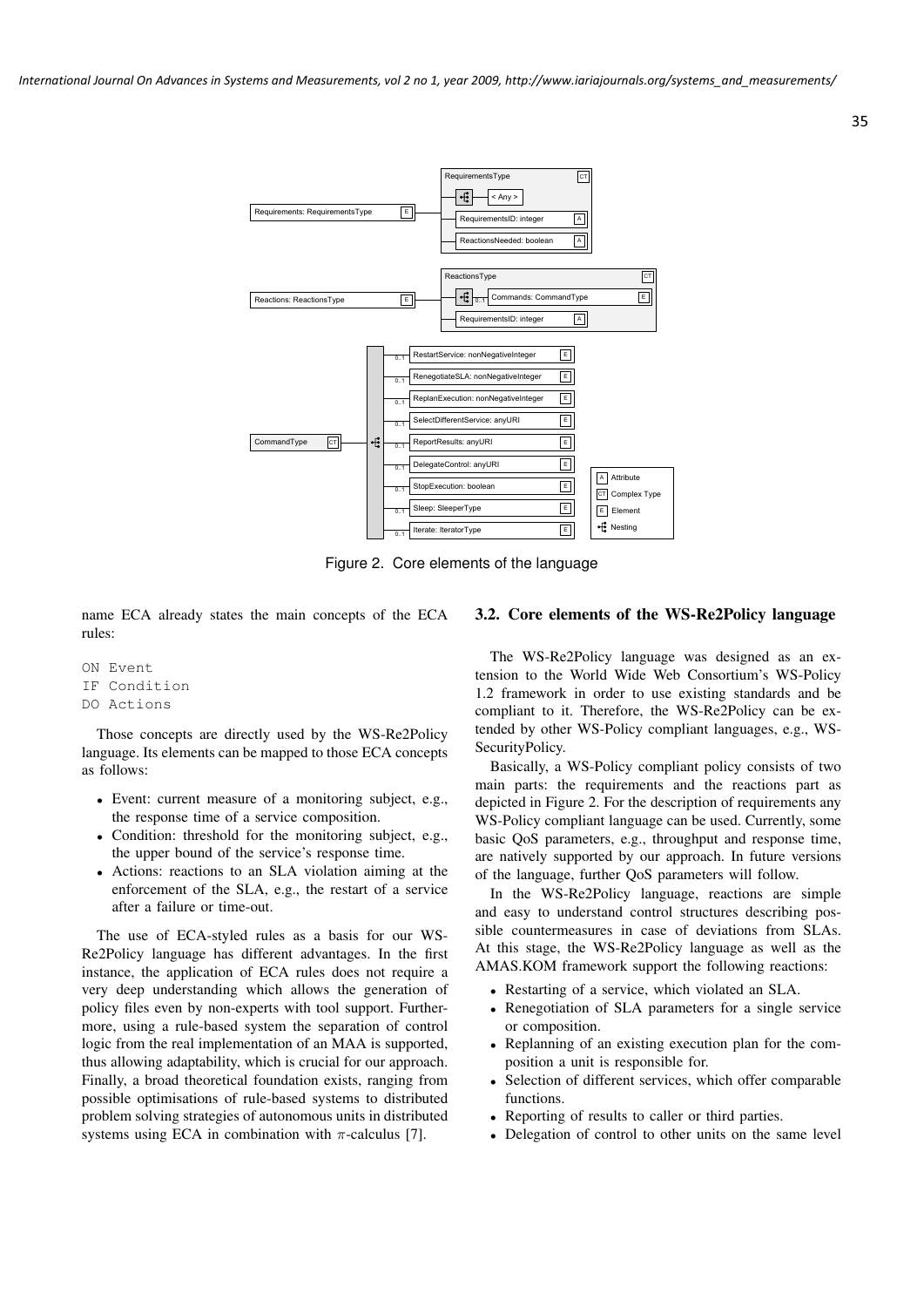Figure 2. Core elements of the language

name ECA already states the main concepts of the ECA rules:

```
ON Event
IF Condition
DO Actions
```

Those concepts are directly used by the WS-Re2Policy language. Its elements can be mapped to those ECA concepts as follows:

- Event: current measure of a monitoring subject, e.g., the response time of a service composition.
- Condition: threshold for the monitoring subject, e.g., the upper bound of the service's response time.
- Actions: reactions to an SLA violation aiming at the enforcement of the SLA, e.g., the restart of a service after a failure or time-out.

The use of ECA-styled rules as a basis for our WS-Re2Policy language has different advantages. In the first instance, the application of ECA rules does not require a very deep understanding which allows the generation of policy files even by non-experts with tool support. Furthermore, using a rule-based system the separation of control logic from the real implementation of an MAA is supported, thus allowing adaptability, which is crucial for our approach. Finally, a broad theoretical foundation exists, ranging from possible optimisations of rule-based systems to distributed problem solving strategies of autonomous units in distributed systems using ECA in combination with $\pi$-calculus [7].

### 3.2. Core elements of the WS-Re2Policy language

The WS-Re2Policy language was designed as an extension to the World Wide Web Consortium's WS-Policy 1.2 framework in order to use existing standards and be compliant to it. Therefore, the WS-Re2Policy can be extended by other WS-Policy compliant languages, e.g., WS-SecurityPolicy.

Basically, a WS-Policy compliant policy consists of two main parts: the requirements and the reactions part as depicted in Figure 2. For the description of requirements any WS-Policy compliant language can be used. Currently, some basic QoS parameters, e.g., throughput and response time, are natively supported by our approach. In future versions of the language, further QoS parameters will follow.

In the WS-Re2Policy language, reactions are simple and easy to understand control structures describing possible countermeasures in case of deviations from SLAs. At this stage, the WS-Re2Policy language as well as the AMAS.KOM framework support the following reactions:

- Restarting of a service, which violated an SLA.
- Renegotiation of SLA parameters for a single service or composition.
- Replanning of an existing execution plan for the composition a unit is responsible for.
- Selection of different services, which offer comparable functions.
- Reporting of results to caller or third parties.
- Delegation of control to other units on the same level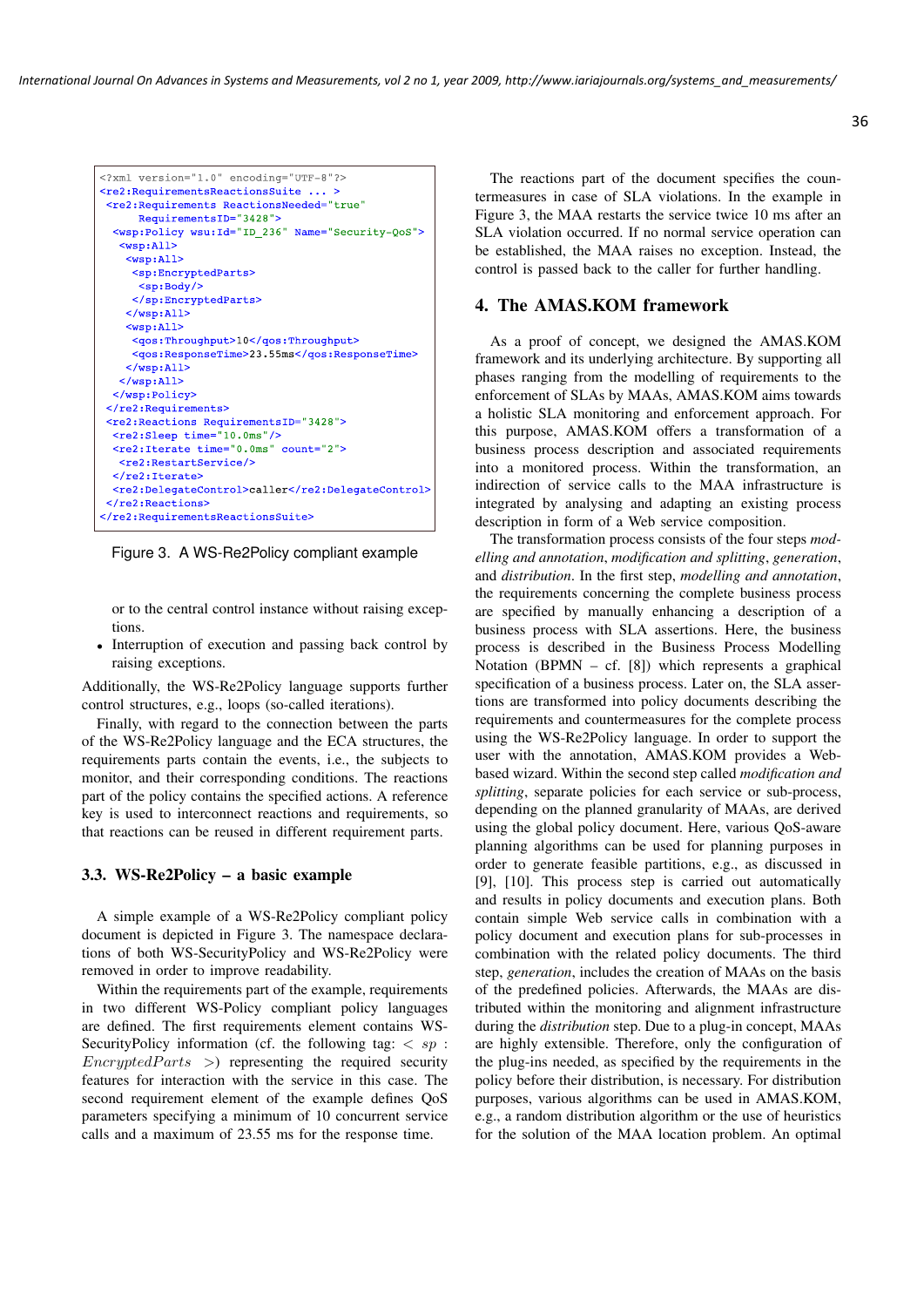```xml
<?xml version="1.0" encoding="UTF-8"?>
<re2:RequirementsReactionsSuite ... >
 <re2:Requirements ReactionsNeeded="true"
      RequirementsID="3428">
  <wsp:Policy wsu:Id="ID_236" Name="Security-QoS">
   <wsp:All>
    <wsp:All>
     <sp:EncryptedParts>
      <sp:Body/>
     </sp:EncryptedParts>
    </wsp:All>
    <wsp:All>
     <qos:Throughput>10</qos:Throughput>
     <qos:ResponseTime>23.55ms</qos:ResponseTime>
    </wsp:All>
   </wsp:All>
  </wsp:Policy>
 </re2:Requirements>
 <re2:Reactions RequirementsID="3428">
  <re2:Sleep time="10.0ms"/>
  <re2:Iterate time="0.0ms" count="2">
   <re2:RestartService/>
  </re2:Iterate>
  <re2:DelegateControl>caller</re2:DelegateControl>
 </re2:Reactions>
</re2:RequirementsReactionsSuite>
```

Figure 3. A WS-Re2Policy compliant example

or to the central control instance without raising exceptions.

- Interruption of execution and passing back control by raising exceptions.

Additionally, the WS-Re2Policy language supports further control structures, e.g., loops (so-called iterations).

Finally, with regard to the connection between the parts of the WS-Re2Policy language and the ECA structures, the requirements parts contain the events, i.e., the subjects to monitor, and their corresponding conditions. The reactions part of the policy contains the specified actions. A reference key is used to interconnect reactions and requirements, so that reactions can be reused in different requirement parts.

### 3.3. WS-Re2Policy – a basic example

A simple example of a WS-Re2Policy compliant policy document is depicted in Figure 3. The namespace declarations of both WS-SecurityPolicy and WS-Re2Policy were removed in order to improve readability.

Within the requirements part of the example, requirements in two different WS-Policy compliant policy languages are defined. The first requirements element contains WS-SecurityPolicy information (cf. the following tag: $< sp : EncryptedParts >$) representing the required security features for interaction with the service in this case. The second requirement element of the example defines QoS parameters specifying a minimum of 10 concurrent service calls and a maximum of 23.55 ms for the response time.

The reactions part of the document specifies the countermeasures in case of SLA violations. In the example in Figure 3, the MAA restarts the service twice 10 ms after an SLA violation occurred. If no normal service operation can be established, the MAA raises no exception. Instead, the control is passed back to the caller for further handling.

## 4. The AMAS.KOM framework

As a proof of concept, we designed the AMAS.KOM framework and its underlying architecture. By supporting all phases ranging from the modelling of requirements to the enforcement of SLAs by MAAs, AMAS.KOM aims towards a holistic SLA monitoring and enforcement approach. For this purpose, AMAS.KOM offers a transformation of a business process description and associated requirements into a monitored process. Within the transformation, an indirection of service calls to the MAA infrastructure is integrated by analysing and adapting an existing process description in form of a Web service composition.

The transformation process consists of the four steps *modelling and annotation*, *modification and splitting*, *generation*, and *distribution*. In the first step, *modelling and annotation*, the requirements concerning the complete business process are specified by manually enhancing a description of a business process with SLA assertions. Here, the business process is described in the Business Process Modelling Notation (BPMN – cf. [8]) which represents a graphical specification of a business process. Later on, the SLA assertions are transformed into policy documents describing the requirements and countermeasures for the complete process using the WS-Re2Policy language. In order to support the user with the annotation, AMAS.KOM provides a Web-based wizard. Within the second step called *modification and splitting*, separate policies for each service or sub-process, depending on the planned granularity of MAAs, are derived using the global policy document. Here, various QoS-aware planning algorithms can be used for planning purposes in order to generate feasible partitions, e.g., as discussed in [9], [10]. This process step is carried out automatically and results in policy documents and execution plans. Both contain simple Web service calls in combination with a policy document and execution plans for sub-processes in combination with the related policy documents. The third step, *generation*, includes the creation of MAAs on the basis of the predefined policies. Afterwards, the MAAs are distributed within the monitoring and alignment infrastructure during the *distribution* step. Due to a plug-in concept, MAAs are highly extensible. Therefore, only the configuration of the plug-ins needed, as specified by the requirements in the policy before their distribution, is necessary. For distribution purposes, various algorithms can be used in AMAS.KOM, e.g., a random distribution algorithm or the use of heuristics for the solution of the MAA location problem. An optimal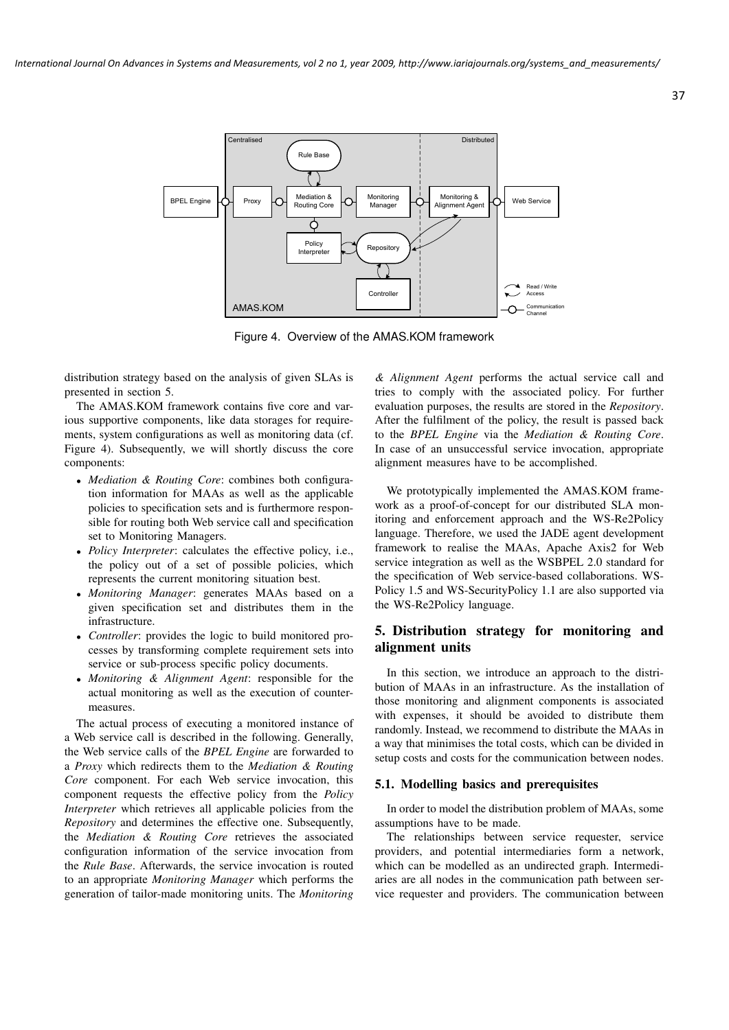Figure 4. Overview of the AMAS.KOM framework

distribution strategy based on the analysis of given SLAs is presented in section 5.

The AMAS.KOM framework contains five core and various supportive components, like data storages for requirements, system configurations as well as monitoring data (cf. Figure 4). Subsequently, we will shortly discuss the core components:

- *Mediation & Routing Core*: combines both configuration information for MAAs as well as the applicable policies to specification sets and is furthermore responsible for routing both Web service call and specification set to Monitoring Managers.
- *Policy Interpreter*: calculates the effective policy, i.e., the policy out of a set of possible policies, which represents the current monitoring situation best.
- *Monitoring Manager*: generates MAAs based on a given specification set and distributes them in the infrastructure.
- *Controller*: provides the logic to build monitored processes by transforming complete requirement sets into service or sub-process specific policy documents.
- *Monitoring & Alignment Agent*: responsible for the actual monitoring as well as the execution of countermeasures.

The actual process of executing a monitored instance of a Web service call is described in the following. Generally, the Web service calls of the *BPEL Engine* are forwarded to a *Proxy* which redirects them to the *Mediation & Routing Core* component. For each Web service invocation, this component requests the effective policy from the *Policy Interpreter* which retrieves all applicable policies from the *Repository* and determines the effective one. Subsequently, the *Mediation & Routing Core* retrieves the associated configuration information of the service invocation from the *Rule Base*. Afterwards, the service invocation is routed to an appropriate *Monitoring Manager* which performs the generation of tailor-made monitoring units. The *Monitoring & Alignment Agent* performs the actual service call and tries to comply with the associated policy. For further evaluation purposes, the results are stored in the *Repository*. After the fulfilment of the policy, the result is passed back to the *BPEL Engine* via the *Mediation & Routing Core*. In case of an unsuccessful service invocation, appropriate alignment measures have to be accomplished.

We prototypically implemented the AMAS.KOM framework as a proof-of-concept for our distributed SLA monitoring and enforcement approach and the WS-Re2Policy language. Therefore, we used the JADE agent development framework to realise the MAAs, Apache Axis2 for Web service integration as well as the WSBPEL 2.0 standard for the specification of Web service-based collaborations. WS-Policy 1.5 and WS-SecurityPolicy 1.1 are also supported via the WS-Re2Policy language.

## 5. Distribution strategy for monitoring and alignment units

In this section, we introduce an approach to the distribution of MAAs in an infrastructure. As the installation of those monitoring and alignment components is associated with expenses, it should be avoided to distribute them randomly. Instead, we recommend to distribute the MAAs in a way that minimises the total costs, which can be divided in setup costs and costs for the communication between nodes.

### 5.1. Modelling basics and prerequisites

In order to model the distribution problem of MAAs, some assumptions have to be made.

The relationships between service requester, service providers, and potential intermediaries form a network, which can be modelled as an undirected graph. Intermediaries are all nodes in the communication path between service requester and providers. The communication between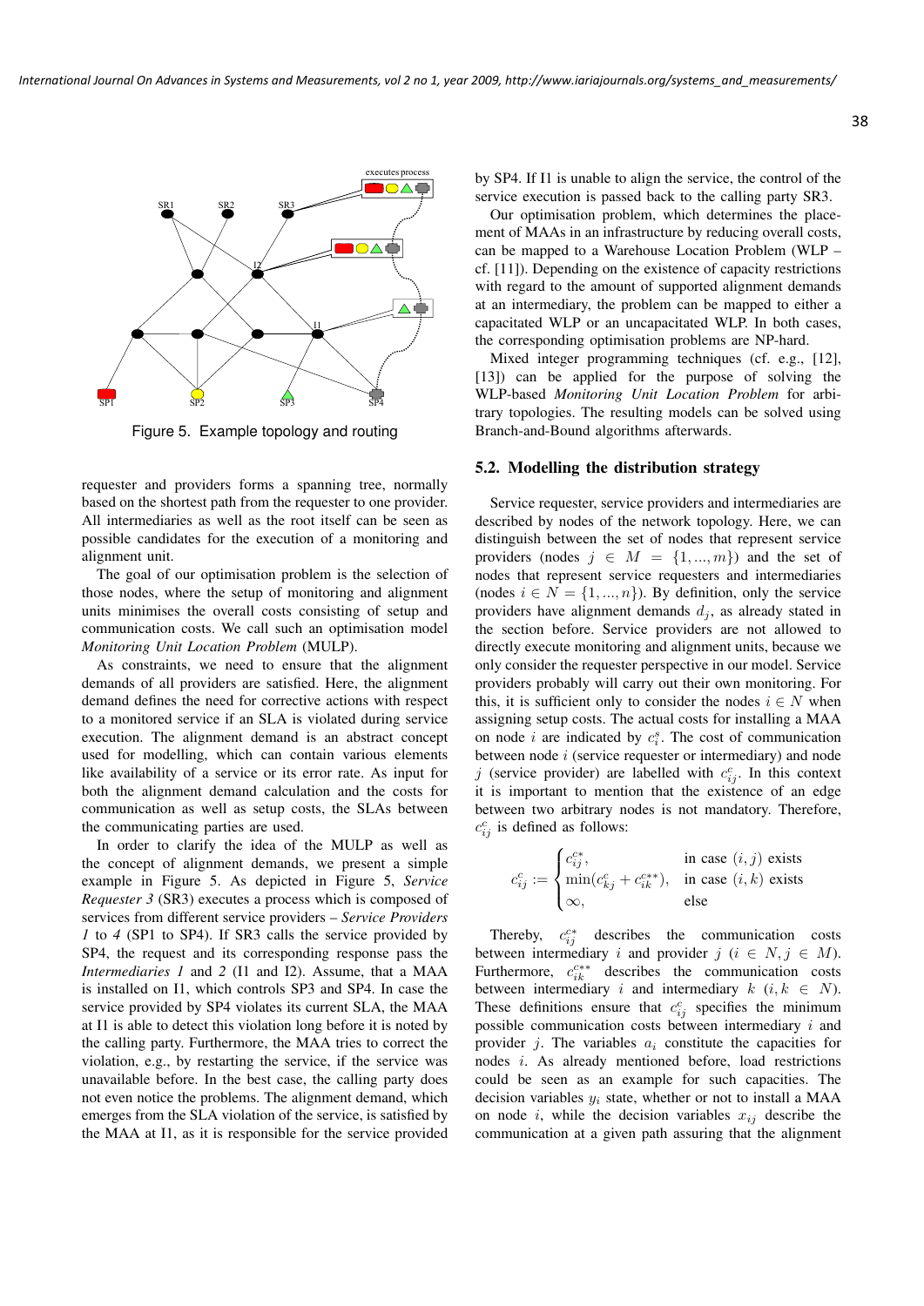Figure 5. Example topology and routing

requester and providers forms a spanning tree, normally based on the shortest path from the requester to one provider. All intermediaries as well as the root itself can be seen as possible candidates for the execution of a monitoring and alignment unit.

The goal of our optimisation problem is the selection of those nodes, where the setup of monitoring and alignment units minimises the overall costs consisting of setup and communication costs. We call such an optimisation model *Monitoring Unit Location Problem* (MULP).

As constraints, we need to ensure that the alignment demands of all providers are satisfied. Here, the alignment demand defines the need for corrective actions with respect to a monitored service if an SLA is violated during service execution. The alignment demand is an abstract concept used for modelling, which can contain various elements like availability of a service or its error rate. As input for both the alignment demand calculation and the costs for communication as well as setup costs, the SLAs between the communicating parties are used.

In order to clarify the idea of the MULP as well as the concept of alignment demands, we present a simple example in Figure 5. As depicted in Figure 5, *Service Requester 3* (SR3) executes a process which is composed of services from different service providers – *Service Providers 1* to *4* (SP1 to SP4). If SR3 calls the service provided by SP4, the request and its corresponding response pass the *Intermediaries 1* and *2* (I1 and I2). Assume, that a MAA is installed on I1, which controls SP3 and SP4. In case the service provided by SP4 violates its current SLA, the MAA at I1 is able to detect this violation long before it is noted by the calling party. Furthermore, the MAA tries to correct the violation, e.g., by restarting the service, if the service was unavailable before. In the best case, the calling party does not even notice the problems. The alignment demand, which emerges from the SLA violation of the service, is satisfied by the MAA at I1, as it is responsible for the service provided by SP4. If I1 is unable to align the service, the control of the service execution is passed back to the calling party SR3.

Our optimisation problem, which determines the placement of MAAs in an infrastructure by reducing overall costs, can be mapped to a Warehouse Location Problem (WLP – cf. [11]). Depending on the existence of capacity restrictions with regard to the amount of supported alignment demands at an intermediary, the problem can be mapped to either a capacitated WLP or an uncapacitated WLP. In both cases, the corresponding optimisation problems are NP-hard.

Mixed integer programming techniques (cf. e.g., [12], [13]) can be applied for the purpose of solving the WLP-based *Monitoring Unit Location Problem* for arbitrary topologies. The resulting models can be solved using Branch-and-Bound algorithms afterwards.

### 5.2. Modelling the distribution strategy

Service requester, service providers and intermediaries are described by nodes of the network topology. Here, we can distinguish between the set of nodes that represent service providers (nodes $j \in M = \{1, ..., m\}$) and the set of nodes that represent service requesters and intermediaries (nodes $i \in N = \{1, ..., n\}$). By definition, only the service providers have alignment demands $d_j$, as already stated in the section before. Service providers are not allowed to directly execute monitoring and alignment units, because we only consider the requester perspective in our model. Service providers probably will carry out their own monitoring. For this, it is sufficient only to consider the nodes $i \in N$ when assigning setup costs. The actual costs for installing a MAA on node $i$ are indicated by $c_i^s$. The cost of communication between node $i$ (service requester or intermediary) and node $j$ (service provider) are labelled with $c_{ij}^c$. In this context it is important to mention that the existence of an edge between two arbitrary nodes is not mandatory. Therefore, $c_{ij}^c$ is defined as follows:

$$c_{ij}^c := \begin{cases} c_{ij}^{c*}, & \text{in case } (i,j) \text{ exists} \\ \min(c_{kj}^c + c_{ik}^{c**}), & \text{in case } (i,k) \text{ exists} \\ \infty, & \text{else} \end{cases}$$

Thereby, $c_{ij}^{c*}$ describes the communication costs between intermediary $i$ and provider $j$ ($i \in N, j \in M$). Furthermore, $c_{ik}^{c**}$ describes the communication costs between intermediary $i$ and intermediary $k$ ($i, k \in N$). These definitions ensure that $c_{ij}^c$ specifies the minimum possible communication costs between intermediary $i$ and provider $j$. The variables $a_i$ constitute the capacities for nodes $i$. As already mentioned before, load restrictions could be seen as an example for such capacities. The decision variables $y_i$ state, whether or not to install a MAA on node $i$, while the decision variables $x_{ij}$ describe the communication at a given path assuring that the alignment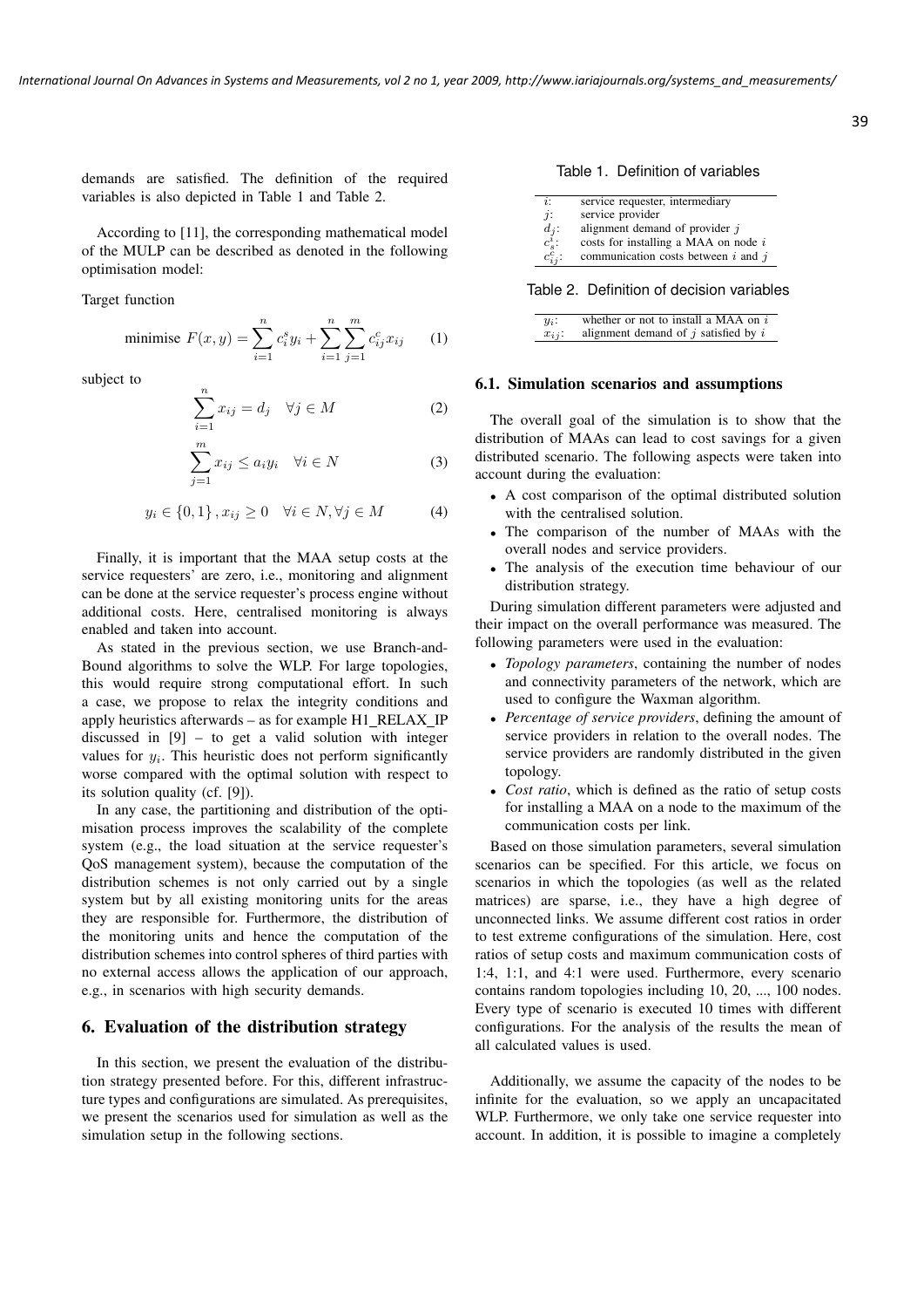demands are satisfied. The definition of the required variables is also depicted in Table 1 and Table 2.

According to [11], the corresponding mathematical model of the MULP can be described as denoted in the following optimisation model:

Target function

$$\text{minimise } F(x, y) = \sum_{i=1}^{n} c_i^s y_i + \sum_{i=1}^{n} \sum_{j=1}^{m} c_{ij}^c x_{ij} \quad (1)$$

subject to

$$\sum_{i=1}^{n} x_{ij} = d_j \quad \forall j \in M \quad (2)$$

$$\sum_{j=1}^{m} x_{ij} \le a_i y_i \quad \forall i \in N \quad (3)$$

$$y_i \in \{0, 1\}, x_{ij} \ge 0 \quad \forall i \in N, \forall j \in M \quad (4)$$

Finally, it is important that the MAA setup costs at the service requesters' are zero, i.e., monitoring and alignment can be done at the service requester's process engine without additional costs. Here, centralised monitoring is always enabled and taken into account.

As stated in the previous section, we use Branch-and-Bound algorithms to solve the WLP. For large topologies, this would require strong computational effort. In such a case, we propose to relax the integrity conditions and apply heuristics afterwards – as for example H1_RELAX_IP discussed in [9] – to get a valid solution with integer values for $y_i$. This heuristic does not perform significantly worse compared with the optimal solution with respect to its solution quality (cf. [9]).

In any case, the partitioning and distribution of the optimisation process improves the scalability of the complete system (e.g., the load situation at the service requester's QoS management system), because the computation of the distribution schemes is not only carried out by a single system but by all existing monitoring units for the areas they are responsible for. Furthermore, the distribution of the monitoring units and hence the computation of the distribution schemes into control spheres of third parties with no external access allows the application of our approach, e.g., in scenarios with high security demands.

## 6. Evaluation of the distribution strategy

In this section, we present the evaluation of the distribution strategy presented before. For this, different infrastructure types and configurations are simulated. As prerequisites, we present the scenarios used for simulation as well as the simulation setup in the following sections.

Table 1. Definition of variables

| | |
|---|---|
| $i$: | service requester, intermediary |
| $j$: | service provider |
| $d_j$: | alignment demand of provider $j$ |
| $c_s^i$: | costs for installing a MAA on node $i$ |
| $c_{ij}^c$: | communication costs between $i$ and $j$ |

Table 2. Definition of decision variables

| | |
|---|---|
| $y_i$: | whether or not to install a MAA on $i$ |
| $x_{ij}$: | alignment demand of $j$ satisfied by $i$ |

### 6.1. Simulation scenarios and assumptions

The overall goal of the simulation is to show that the distribution of MAAs can lead to cost savings for a given distributed scenario. The following aspects were taken into account during the evaluation:

- A cost comparison of the optimal distributed solution with the centralised solution.
- The comparison of the number of MAAs with the overall nodes and service providers.
- The analysis of the execution time behaviour of our distribution strategy.

During simulation different parameters were adjusted and their impact on the overall performance was measured. The following parameters were used in the evaluation:

- *Topology parameters*, containing the number of nodes and connectivity parameters of the network, which are used to configure the Waxman algorithm.
- *Percentage of service providers*, defining the amount of service providers in relation to the overall nodes. The service providers are randomly distributed in the given topology.
- *Cost ratio*, which is defined as the ratio of setup costs for installing a MAA on a node to the maximum of the communication costs per link.

Based on those simulation parameters, several simulation scenarios can be specified. For this article, we focus on scenarios in which the topologies (as well as the related matrices) are sparse, i.e., they have a high degree of unconnected links. We assume different cost ratios in order to test extreme configurations of the simulation. Here, cost ratios of setup costs and maximum communication costs of 1:4, 1:1, and 4:1 were used. Furthermore, every scenario contains random topologies including 10, 20, ..., 100 nodes. Every type of scenario is executed 10 times with different configurations. For the analysis of the results the mean of all calculated values is used.

Additionally, we assume the capacity of the nodes to be infinite for the evaluation, so we apply an uncapacitated WLP. Furthermore, we only take one service requester into account. In addition, it is possible to imagine a completely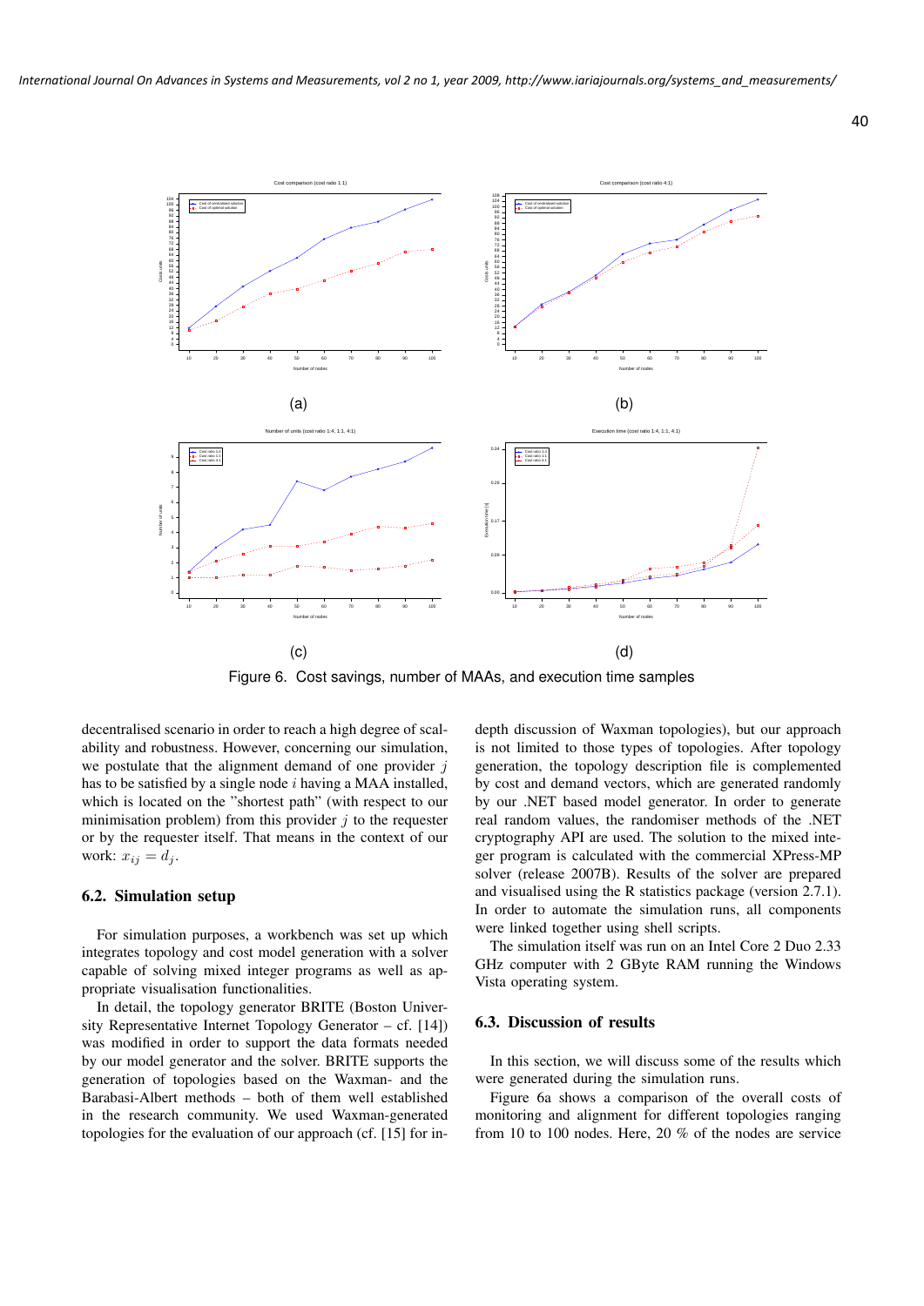Figure 6. Cost savings, number of MAAs, and execution time samples

decentralised scenario in order to reach a high degree of scalability and robustness. However, concerning our simulation, we postulate that the alignment demand of one provider $j$ has to be satisfied by a single node $i$ having a MAA installed, which is located on the "shortest path" (with respect to our minimisation problem) from this provider $j$ to the requester or by the requester itself. That means in the context of our work: $x_{ij} = d_j$.

### 6.2. Simulation setup

For simulation purposes, a workbench was set up which integrates topology and cost model generation with a solver capable of solving mixed integer programs as well as appropriate visualisation functionalities.

In detail, the topology generator BRITE (Boston University Representative Internet Topology Generator – cf. [14]) was modified in order to support the data formats needed by our model generator and the solver. BRITE supports the generation of topologies based on the Waxman- and the Barabasi-Albert methods – both of them well established in the research community. We used Waxman-generated topologies for the evaluation of our approach (cf. [15] for in-depth discussion of Waxman topologies), but our approach is not limited to those types of topologies. After topology generation, the topology description file is complemented by cost and demand vectors, which are generated randomly by our .NET based model generator. In order to generate real random values, the randomiser methods of the .NET cryptography API are used. The solution to the mixed integer program is calculated with the commercial XPress-MP solver (release 2007B). Results of the solver are prepared and visualised using the R statistics package (version 2.7.1). In order to automate the simulation runs, all components were linked together using shell scripts.

The simulation itself was run on an Intel Core 2 Duo 2.33 GHz computer with 2 GByte RAM running the Windows Vista operating system.

### 6.3. Discussion of results

In this section, we will discuss some of the results which were generated during the simulation runs.

Figure 6a shows a comparison of the overall costs of monitoring and alignment for different topologies ranging from 10 to 100 nodes. Here, 20 % of the nodes are service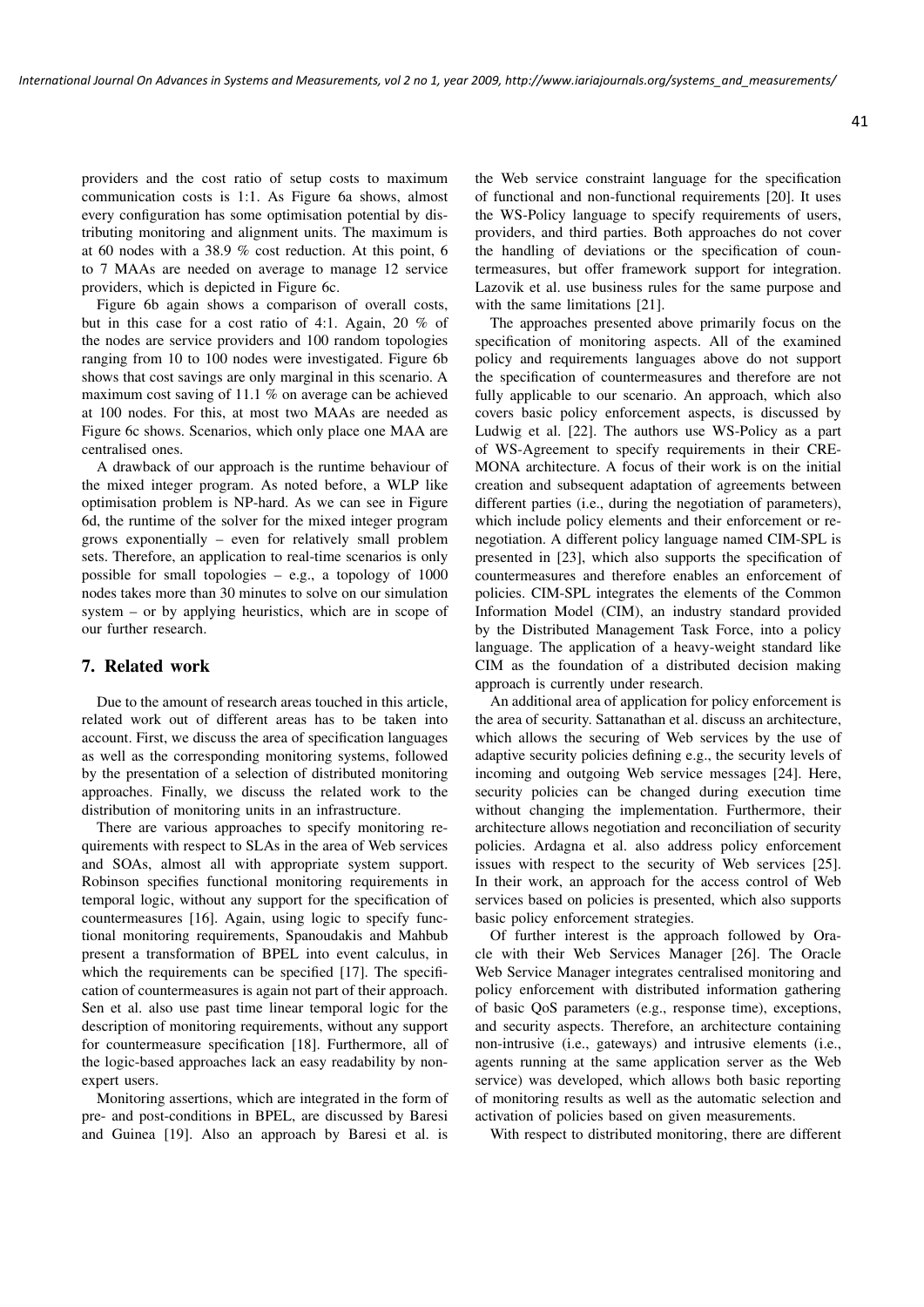providers and the cost ratio of setup costs to maximum communication costs is 1:1. As Figure 6a shows, almost every configuration has some optimisation potential by distributing monitoring and alignment units. The maximum is at 60 nodes with a 38.9 % cost reduction. At this point, 6 to 7 MAAs are needed on average to manage 12 service providers, which is depicted in Figure 6c.

Figure 6b again shows a comparison of overall costs, but in this case for a cost ratio of 4:1. Again, 20 % of the nodes are service providers and 100 random topologies ranging from 10 to 100 nodes were investigated. Figure 6b shows that cost savings are only marginal in this scenario. A maximum cost saving of 11.1 % on average can be achieved at 100 nodes. For this, at most two MAAs are needed as Figure 6c shows. Scenarios, which only place one MAA are centralised ones.

A drawback of our approach is the runtime behaviour of the mixed integer program. As noted before, a WLP like optimisation problem is NP-hard. As we can see in Figure 6d, the runtime of the solver for the mixed integer program grows exponentially – even for relatively small problem sets. Therefore, an application to real-time scenarios is only possible for small topologies – e.g., a topology of 1000 nodes takes more than 30 minutes to solve on our simulation system – or by applying heuristics, which are in scope of our further research.

## 7. Related work

Due to the amount of research areas touched in this article, related work out of different areas has to be taken into account. First, we discuss the area of specification languages as well as the corresponding monitoring systems, followed by the presentation of a selection of distributed monitoring approaches. Finally, we discuss the related work to the distribution of monitoring units in an infrastructure.

There are various approaches to specify monitoring requirements with respect to SLAs in the area of Web services and SOAs, almost all with appropriate system support. Robinson specifies functional monitoring requirements in temporal logic, without any support for the specification of countermeasures [16]. Again, using logic to specify functional monitoring requirements, Spanoudakis and Mahbub present a transformation of BPEL into event calculus, in which the requirements can be specified [17]. The specification of countermeasures is again not part of their approach. Sen et al. also use past time linear temporal logic for the description of monitoring requirements, without any support for countermeasure specification [18]. Furthermore, all of the logic-based approaches lack an easy readability by non-expert users.

Monitoring assertions, which are integrated in the form of pre- and post-conditions in BPEL, are discussed by Baresi and Guinea [19]. Also an approach by Baresi et al. is the Web service constraint language for the specification of functional and non-functional requirements [20]. It uses the WS-Policy language to specify requirements of users, providers, and third parties. Both approaches do not cover the handling of deviations or the specification of countermeasures, but offer framework support for integration. Lazovik et al. use business rules for the same purpose and with the same limitations [21].

The approaches presented above primarily focus on the specification of monitoring aspects. All of the examined policy and requirements languages above do not support the specification of countermeasures and therefore are not fully applicable to our scenario. An approach, which also covers basic policy enforcement aspects, is discussed by Ludwig et al. [22]. The authors use WS-Policy as a part of WS-Agreement to specify requirements in their CREMONA architecture. A focus of their work is on the initial creation and subsequent adaptation of agreements between different parties (i.e., during the negotiation of parameters), which include policy elements and their enforcement or renegotiation. A different policy language named CIM-SPL is presented in [23], which also supports the specification of countermeasures and therefore enables an enforcement of policies. CIM-SPL integrates the elements of the Common Information Model (CIM), an industry standard provided by the Distributed Management Task Force, into a policy language. The application of a heavy-weight standard like CIM as the foundation of a distributed decision making approach is currently under research.

An additional area of application for policy enforcement is the area of security. Sattanathan et al. discuss an architecture, which allows the securing of Web services by the use of adaptive security policies defining e.g., the security levels of incoming and outgoing Web service messages [24]. Here, security policies can be changed during execution time without changing the implementation. Furthermore, their architecture allows negotiation and reconciliation of security policies. Ardagna et al. also address policy enforcement issues with respect to the security of Web services [25]. In their work, an approach for the access control of Web services based on policies is presented, which also supports basic policy enforcement strategies.

Of further interest is the approach followed by Oracle with their Web Services Manager [26]. The Oracle Web Service Manager integrates centralised monitoring and policy enforcement with distributed information gathering of basic QoS parameters (e.g., response time), exceptions, and security aspects. Therefore, an architecture containing non-intrusive (i.e., gateways) and intrusive elements (i.e., agents running at the same application server as the Web service) was developed, which allows both basic reporting of monitoring results as well as the automatic selection and activation of policies based on given measurements.

With respect to distributed monitoring, there are different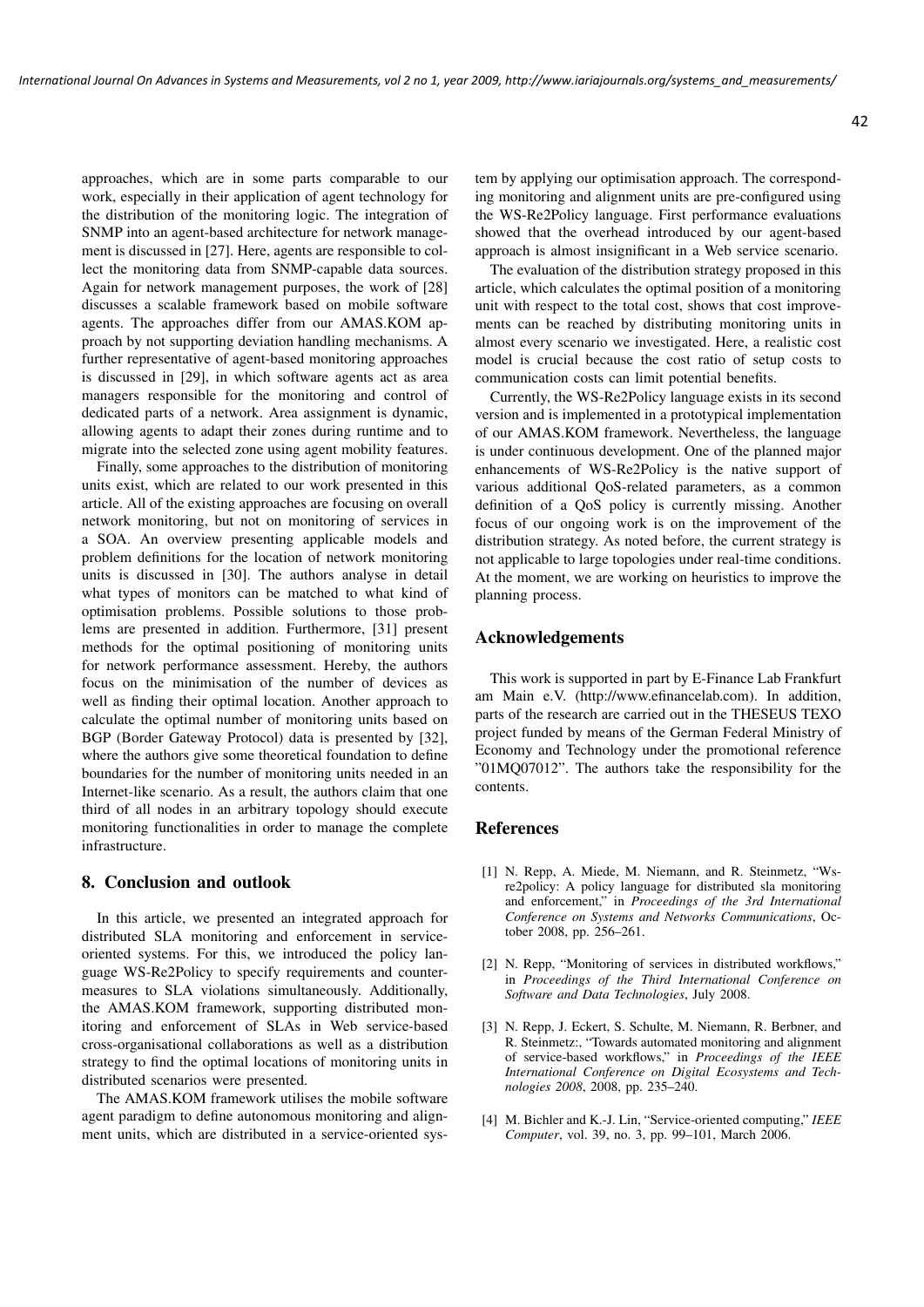approaches, which are in some parts comparable to our work, especially in their application of agent technology for the distribution of the monitoring logic. The integration of SNMP into an agent-based architecture for network management is discussed in [27]. Here, agents are responsible to collect the monitoring data from SNMP-capable data sources. Again for network management purposes, the work of [28] discusses a scalable framework based on mobile software agents. The approaches differ from our AMAS.KOM approach by not supporting deviation handling mechanisms. A further representative of agent-based monitoring approaches is discussed in [29], in which software agents act as area managers responsible for the monitoring and control of dedicated parts of a network. Area assignment is dynamic, allowing agents to adapt their zones during runtime and to migrate into the selected zone using agent mobility features.

Finally, some approaches to the distribution of monitoring units exist, which are related to our work presented in this article. All of the existing approaches are focusing on overall network monitoring, but not on monitoring of services in a SOA. An overview presenting applicable models and problem definitions for the location of network monitoring units is discussed in [30]. The authors analyse in detail what types of monitors can be matched to what kind of optimisation problems. Possible solutions to those problems are presented in addition. Furthermore, [31] present methods for the optimal positioning of monitoring units for network performance assessment. Hereby, the authors focus on the minimisation of the number of devices as well as finding their optimal location. Another approach to calculate the optimal number of monitoring units based on BGP (Border Gateway Protocol) data is presented by [32], where the authors give some theoretical foundation to define boundaries for the number of monitoring units needed in an Internet-like scenario. As a result, the authors claim that one third of all nodes in an arbitrary topology should execute monitoring functionalities in order to manage the complete infrastructure.

## 8. Conclusion and outlook

In this article, we presented an integrated approach for distributed SLA monitoring and enforcement in service-oriented systems. For this, we introduced the policy language WS-Re2Policy to specify requirements and countermeasures to SLA violations simultaneously. Additionally, the AMAS.KOM framework, supporting distributed monitoring and enforcement of SLAs in Web service-based cross-organisational collaborations as well as a distribution strategy to find the optimal locations of monitoring units in distributed scenarios were presented.

The AMAS.KOM framework utilises the mobile software agent paradigm to define autonomous monitoring and alignment units, which are distributed in a service-oriented system by applying our optimisation approach. The corresponding monitoring and alignment units are pre-configured using the WS-Re2Policy language. First performance evaluations showed that the overhead introduced by our agent-based approach is almost insignificant in a Web service scenario.

The evaluation of the distribution strategy proposed in this article, which calculates the optimal position of a monitoring unit with respect to the total cost, shows that cost improvements can be reached by distributing monitoring units in almost every scenario we investigated. Here, a realistic cost model is crucial because the cost ratio of setup costs to communication costs can limit potential benefits.

Currently, the WS-Re2Policy language exists in its second version and is implemented in a prototypical implementation of our AMAS.KOM framework. Nevertheless, the language is under continuous development. One of the planned major enhancements of WS-Re2Policy is the native support of various additional QoS-related parameters, as a common definition of a QoS policy is currently missing. Another focus of our ongoing work is on the improvement of the distribution strategy. As noted before, the current strategy is not applicable to large topologies under real-time conditions. At the moment, we are working on heuristics to improve the planning process.

## Acknowledgements

This work is supported in part by E-Finance Lab Frankfurt am Main e.V. (http://www.efinancelab.com). In addition, parts of the research are carried out in the THESEUS TEXO project funded by means of the German Federal Ministry of Economy and Technology under the promotional reference "01MQ07012". The authors take the responsibility for the contents.

## References

[1] N. Repp, A. Miede, M. Niemann, and R. Steinmetz, "Ws-re2policy: A policy language for distributed sla monitoring and enforcement," in *Proceedings of the 3rd International Conference on Systems and Networks Communications*, October 2008, pp. 256–261.

[2] N. Repp, "Monitoring of services in distributed workflows," in *Proceedings of the Third International Conference on Software and Data Technologies*, July 2008.

[3] N. Repp, J. Eckert, S. Schulte, M. Niemann, R. Berbner, and R. Steinmetz:, "Towards automated monitoring and alignment of service-based workflows," in *Proceedings of the IEEE International Conference on Digital Ecosystems and Technologies 2008*, 2008, pp. 235–240.

[4] M. Bichler and K.-J. Lin, "Service-oriented computing," *IEEE Computer*, vol. 39, no. 3, pp. 99–101, March 2006.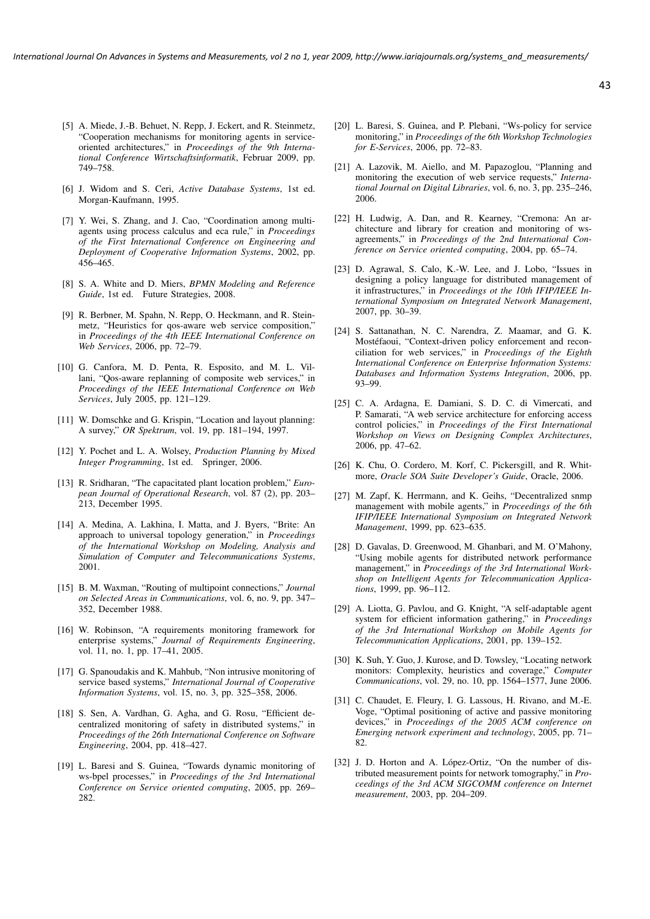[5] A. Miede, J.-B. Behuet, N. Repp, J. Eckert, and R. Steinmetz, "Cooperation mechanisms for monitoring agents in service-oriented architectures," in *Proceedings of the 9th International Conference Wirtschaftsinformatik*, Februar 2009, pp. 749–758.

[6] J. Widom and S. Ceri, *Active Database Systems*, 1st ed. Morgan-Kaufmann, 1995.

[7] Y. Wei, S. Zhang, and J. Cao, "Coordination among multi-agents using process calculus and eca rule," in *Proceedings of the First International Conference on Engineering and Deployment of Cooperative Information Systems*, 2002, pp. 456–465.

[8] S. A. White and D. Miers, *BPMN Modeling and Reference Guide*, 1st ed. Future Strategies, 2008.

[9] R. Berbner, M. Spahn, N. Repp, O. Heckmann, and R. Steinmetz, "Heuristics for qos-aware web service composition," in *Proceedings of the 4th IEEE International Conference on Web Services*, 2006, pp. 72–79.

[10] G. Canfora, M. D. Penta, R. Esposito, and M. L. Villani, "Qos-aware replanning of composite web services," in *Proceedings of the IEEE International Conference on Web Services*, July 2005, pp. 121–129.

[11] W. Domschke and G. Krispin, "Location and layout planning: A survey," *OR Spektrum*, vol. 19, pp. 181–194, 1997.

[12] Y. Pochet and L. A. Wolsey, *Production Planning by Mixed Integer Programming*, 1st ed. Springer, 2006.

[13] R. Sridharan, "The capacitated plant location problem," *European Journal of Operational Research*, vol. 87 (2), pp. 203–213, December 1995.

[14] A. Medina, A. Lakhina, I. Matta, and J. Byers, "Brite: An approach to universal topology generation," in *Proceedings of the International Workshop on Modeling, Analysis and Simulation of Computer and Telecommunications Systems*, 2001.

[15] B. M. Waxman, "Routing of multipoint connections," *Journal on Selected Areas in Communications*, vol. 6, no. 9, pp. 347–352, December 1988.

[16] W. Robinson, "A requirements monitoring framework for enterprise systems," *Journal of Requirements Engineering*, vol. 11, no. 1, pp. 17–41, 2005.

[17] G. Spanoudakis and K. Mahbub, "Non intrusive monitoring of service based systems," *International Journal of Cooperative Information Systems*, vol. 15, no. 3, pp. 325–358, 2006.

[18] S. Sen, A. Vardhan, G. Agha, and G. Rosu, "Efficient decentralized monitoring of safety in distributed systems," in *Proceedings of the 26th International Conference on Software Engineering*, 2004, pp. 418–427.

[19] L. Baresi and S. Guinea, "Towards dynamic monitoring of ws-bpel processes," in *Proceedings of the 3rd International Conference on Service oriented computing*, 2005, pp. 269–282.

[20] L. Baresi, S. Guinea, and P. Plebani, "Ws-policy for service monitoring," in *Proceedings of the 6th Workshop Technologies for E-Services*, 2006, pp. 72–83.

[21] A. Lazovik, M. Aiello, and M. Papazoglou, "Planning and monitoring the execution of web service requests," *International Journal on Digital Libraries*, vol. 6, no. 3, pp. 235–246, 2006.

[22] H. Ludwig, A. Dan, and R. Kearney, "Cremona: An architecture and library for creation and monitoring of ws-agreements," in *Proceedings of the 2nd International Conference on Service oriented computing*, 2004, pp. 65–74.

[23] D. Agrawal, S. Calo, K.-W. Lee, and J. Lobo, "Issues in designing a policy language for distributed management of it infrastructures," in *Proceedings ot the 10th IFIP/IEEE International Symposium on Integrated Network Management*, 2007, pp. 30–39.

[24] S. Sattanathan, N. C. Narendra, Z. Maamar, and G. K. Mostéfaoui, "Context-driven policy enforcement and reconciliation for web services," in *Proceedings of the Eighth International Conference on Enterprise Information Systems: Databases and Information Systems Integration*, 2006, pp. 93–99.

[25] C. A. Ardagna, E. Damiani, S. D. C. di Vimercati, and P. Samarati, "A web service architecture for enforcing access control policies," in *Proceedings of the First International Workshop on Views on Designing Complex Architectures*, 2006, pp. 47–62.

[26] K. Chu, O. Cordero, M. Korf, C. Pickersgill, and R. Whitmore, *Oracle SOA Suite Developer's Guide*, Oracle, 2006.

[27] M. Zapf, K. Herrmann, and K. Geihs, "Decentralized snmp management with mobile agents," in *Proceedings of the 6th IFIP/IEEE International Symposium on Integrated Network Management*, 1999, pp. 623–635.

[28] D. Gavalas, D. Greenwood, M. Ghanbari, and M. O'Mahony, "Using mobile agents for distributed network performance management," in *Proceedings of the 3rd International Workshop on Intelligent Agents for Telecommunication Applications*, 1999, pp. 96–112.

[29] A. Liotta, G. Pavlou, and G. Knight, "A self-adaptable agent system for efficient information gathering," in *Proceedings of the 3rd International Workshop on Mobile Agents for Telecommunication Applications*, 2001, pp. 139–152.

[30] K. Suh, Y. Guo, J. Kurose, and D. Towsley, "Locating network monitors: Complexity, heuristics and coverage," *Computer Communications*, vol. 29, no. 10, pp. 1564–1577, June 2006.

[31] C. Chaudet, E. Fleury, I. G. Lassous, H. Rivano, and M.-E. Voge, "Optimal positioning of active and passive monitoring devices," in *Proceedings of the 2005 ACM conference on Emerging network experiment and technology*, 2005, pp. 71–82.

[32] J. D. Horton and A. López-Ortiz, "On the number of distributed measurement points for network tomography," in *Proceedings of the 3rd ACM SIGCOMM conference on Internet measurement*, 2003, pp. 204–209.